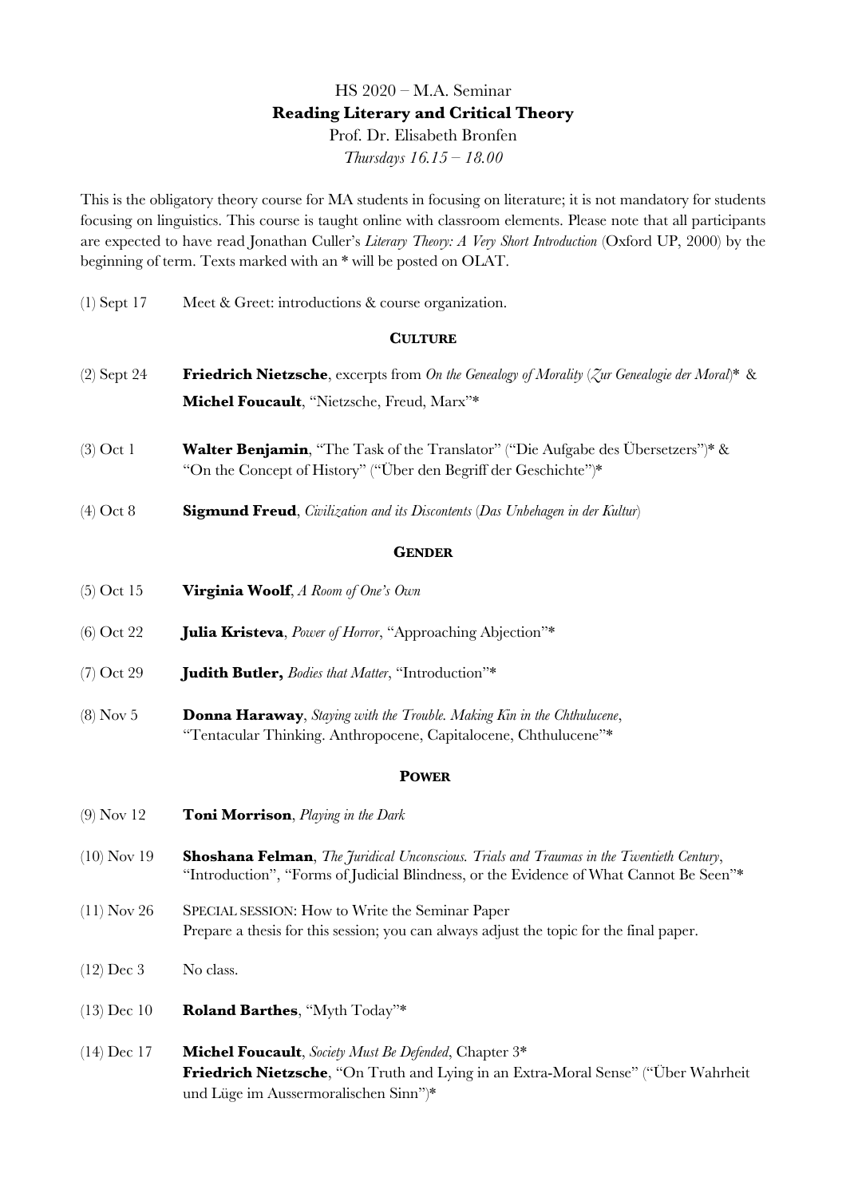HS 2020 – M.A. Seminar

**Reading Literary and Critical Theory**

Prof. Dr. Elisabeth Bronfen

*Thursdays 16.15 – 18.00*

This is the obligatory theory course for MA students in focusing on literature; it is not mandatory for students focusing on linguistics. This course is taught online with classroom elements. Please note that all participants are expected to have read Jonathan Culler's *Literary Theory: A Very Short Introduction* (Oxford UP, 2000) by the beginning of term. Texts marked with an * will be posted on OLAT.

(1) Sept 17 Meet & Greet: introductions & course organization.

**CULTURE**

(2) Sept 24 **Friedrich Nietzsche**, excerpts from *On the Genealogy of Morality* (*Zur Genealogie der Moral*)* & **Michel Foucault**, "Nietzsche, Freud, Marx"*

(3) Oct 1 **Walter Benjamin**, "The Task of the Translator" ("Die Aufgabe des Übersetzers")* & "On the Concept of History" ("Über den Begriff der Geschichte")*

(4) Oct 8 **Sigmund Freud**, *Civilization and its Discontents* (*Das Unbehagen in der Kultur*)

**GENDER**

(5) Oct 15 **Virginia Woolf**, *A Room of One's Own*

(6) Oct 22 **Julia Kristeva**, *Power of Horror*, "Approaching Abjection"*

(7) Oct 29 **Judith Butler,** *Bodies that Matter*, "Introduction"*

(8) Nov 5 **Donna Haraway**, *Staying with the Trouble. Making Kin in the Chthulucene*, "Tentacular Thinking. Anthropocene, Capitalocene, Chthulucene"*

**POWER**

(9) Nov 12 **Toni Morrison**, *Playing in the Dark*

(10) Nov 19 **Shoshana Felman**, *The Juridical Unconscious. Trials and Traumas in the Twentieth Century*, "Introduction", "Forms of Judicial Blindness, or the Evidence of What Cannot Be Seen"*

(11) Nov 26 SPECIAL SESSION: How to Write the Seminar Paper
Prepare a thesis for this session; you can always adjust the topic for the final paper.

(12) Dec 3 No class.

(13) Dec 10 **Roland Barthes**, "Myth Today"*

(14) Dec 17 **Michel Foucault**, *Society Must Be Defended*, Chapter 3*
**Friedrich Nietzsche**, "On Truth and Lying in an Extra-Moral Sense" ("Über Wahrheit und Lüge im Aussermoralischen Sinn")*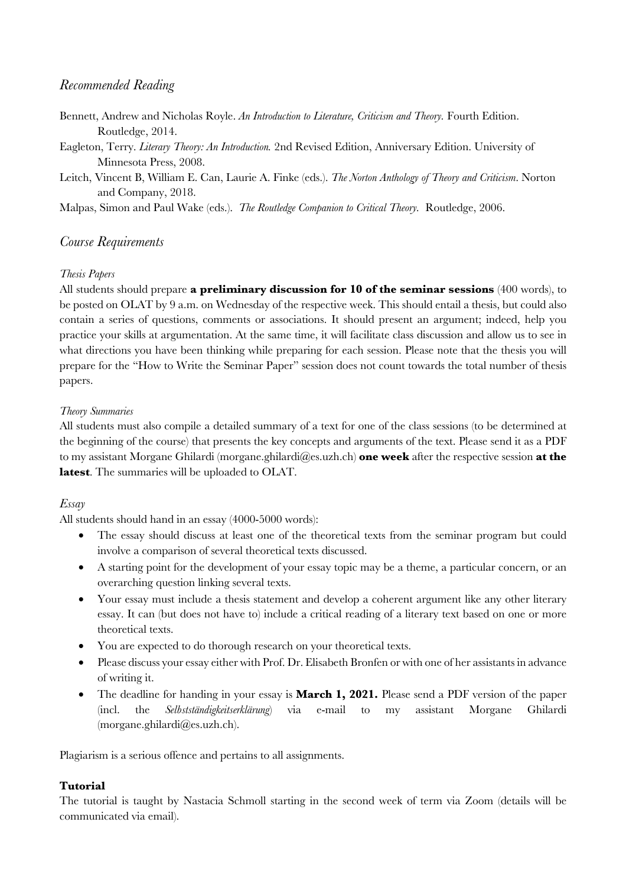## *Recommended Reading*

Bennett, Andrew and Nicholas Royle. *An Introduction to Literature, Criticism and Theory.* Fourth Edition. Routledge, 2014.

Eagleton, Terry. *Literary Theory: An Introduction.* 2nd Revised Edition, Anniversary Edition. University of Minnesota Press, 2008.

Leitch, Vincent B, William E. Can, Laurie A. Finke (eds.). *The Norton Anthology of Theory and Criticism*. Norton and Company, 2018.

Malpas, Simon and Paul Wake (eds.). *The Routledge Companion to Critical Theory.* Routledge, 2006.

## *Course Requirements*

### *Thesis Papers*

All students should prepare **a preliminary discussion for 10 of the seminar sessions** (400 words), to be posted on OLAT by 9 a.m. on Wednesday of the respective week. This should entail a thesis, but could also contain a series of questions, comments or associations. It should present an argument; indeed, help you practice your skills at argumentation. At the same time, it will facilitate class discussion and allow us to see in what directions you have been thinking while preparing for each session. Please note that the thesis you will prepare for the "How to Write the Seminar Paper" session does not count towards the total number of thesis papers.

### *Theory Summaries*

All students must also compile a detailed summary of a text for one of the class sessions (to be determined at the beginning of the course) that presents the key concepts and arguments of the text. Please send it as a PDF to my assistant Morgane Ghilardi (morgane.ghilardi@es.uzh.ch) **one week** after the respective session **at the latest**. The summaries will be uploaded to OLAT.

### *Essay*

All students should hand in an essay (4000-5000 words):

- The essay should discuss at least one of the theoretical texts from the seminar program but could involve a comparison of several theoretical texts discussed.
- A starting point for the development of your essay topic may be a theme, a particular concern, or an overarching question linking several texts.
- Your essay must include a thesis statement and develop a coherent argument like any other literary essay. It can (but does not have to) include a critical reading of a literary text based on one or more theoretical texts.
- You are expected to do thorough research on your theoretical texts.
- Please discuss your essay either with Prof. Dr. Elisabeth Bronfen or with one of her assistants in advance of writing it.
- The deadline for handing in your essay is **March 1, 2021.** Please send a PDF version of the paper (incl. the *Selbstständigkeitserklärung*) via e-mail to my assistant Morgane Ghilardi (morgane.ghilardi@es.uzh.ch).

Plagiarism is a serious offence and pertains to all assignments.

### **Tutorial**

The tutorial is taught by Nastacia Schmoll starting in the second week of term via Zoom (details will be communicated via email).